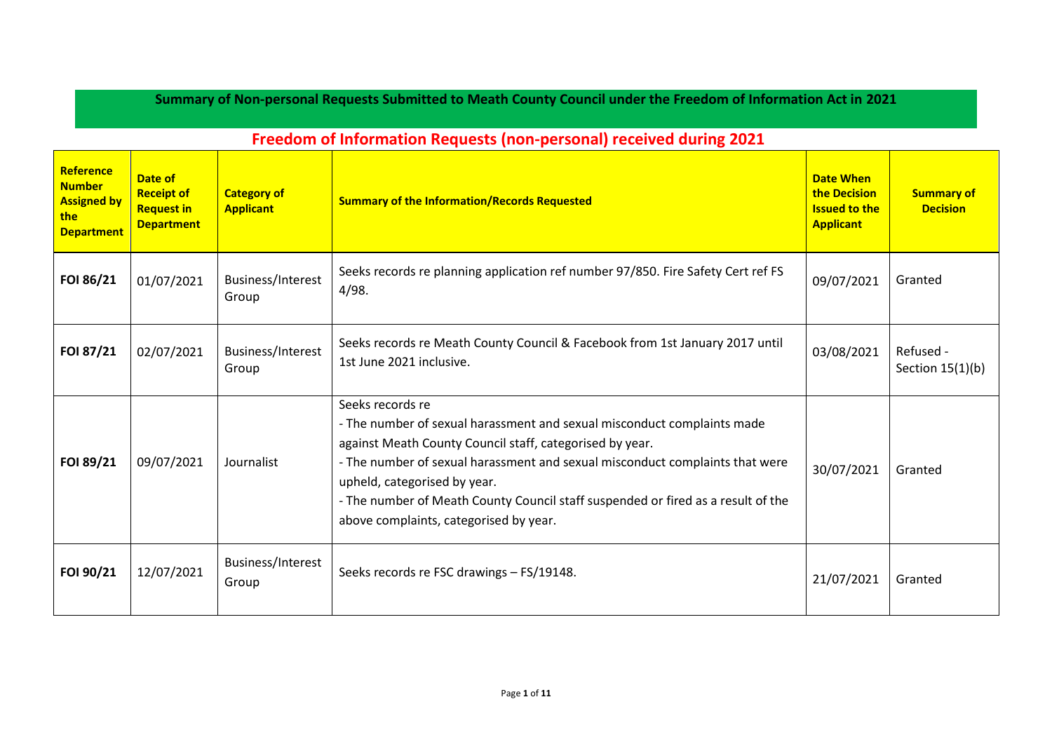# Summary of Non-personal Requests Submitted to Meath County Council under the Freedom of Information Act in 2021

## Freedom of Information Requests (non-personal) received during 2021

| Reference Number Assigned by the Department | Date of Receipt of Request in Department | Category of Applicant | Summary of the Information/Records Requested | Date When the Decision Issued to the Applicant | Summary of Decision |
|---|---|---|---|---|---|
| **FOI 86/21** | 01/07/2021 | Business/Interest Group | Seeks records re planning application ref number 97/850. Fire Safety Cert ref FS 4/98. | 09/07/2021 | Granted |
| **FOI 87/21** | 02/07/2021 | Business/Interest Group | Seeks records re Meath County Council & Facebook from 1st January 2017 until 1st June 2021 inclusive. | 03/08/2021 | Refused - Section 15(1)(b) |
| **FOI 89/21** | 09/07/2021 | Journalist | Seeks records re<br>- The number of sexual harassment and sexual misconduct complaints made against Meath County Council staff, categorised by year.<br>- The number of sexual harassment and sexual misconduct complaints that were upheld, categorised by year.<br>- The number of Meath County Council staff suspended or fired as a result of the above complaints, categorised by year. | 30/07/2021 | Granted |
| **FOI 90/21** | 12/07/2021 | Business/Interest Group | Seeks records re FSC drawings – FS/19148. | 21/07/2021 | Granted |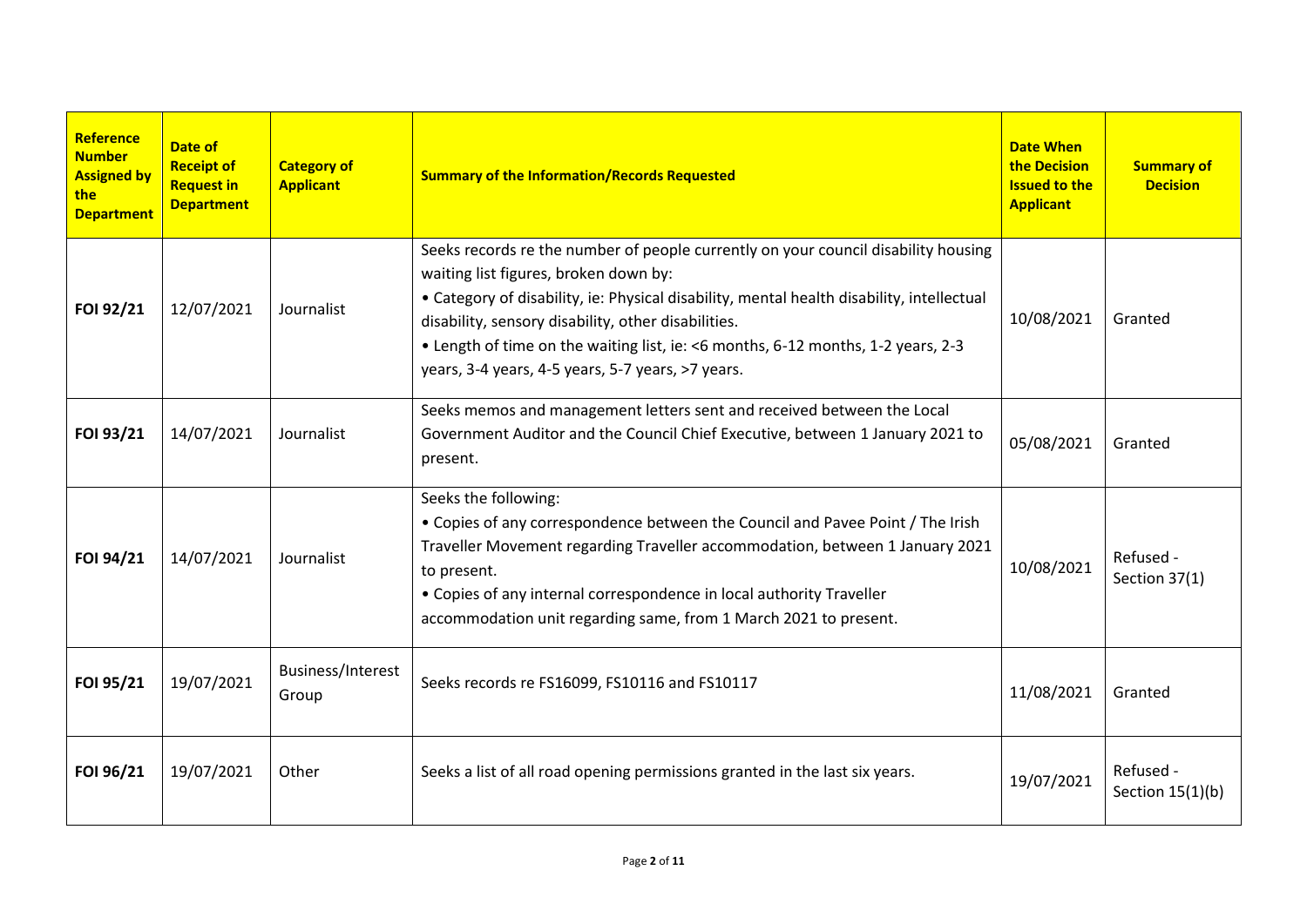| Reference Number Assigned by the Department | Date of Receipt of Request in Department | Category of Applicant | Summary of the Information/Records Requested | Date When the Decision Issued to the Applicant | Summary of Decision |
|---|---|---|---|---|---|
| **FOI 92/21** | 12/07/2021 | Journalist | Seeks records re the number of people currently on your council disability housing waiting list figures, broken down by:<br>• Category of disability, ie: Physical disability, mental health disability, intellectual disability, sensory disability, other disabilities.<br>• Length of time on the waiting list, ie: <6 months, 6-12 months, 1-2 years, 2-3 years, 3-4 years, 4-5 years, 5-7 years, >7 years. | 10/08/2021 | Granted |
| **FOI 93/21** | 14/07/2021 | Journalist | Seeks memos and management letters sent and received between the Local Government Auditor and the Council Chief Executive, between 1 January 2021 to present. | 05/08/2021 | Granted |
| **FOI 94/21** | 14/07/2021 | Journalist | Seeks the following:<br>• Copies of any correspondence between the Council and Pavee Point / The Irish Traveller Movement regarding Traveller accommodation, between 1 January 2021 to present.<br>• Copies of any internal correspondence in local authority Traveller accommodation unit regarding same, from 1 March 2021 to present. | 10/08/2021 | Refused - Section 37(1) |
| **FOI 95/21** | 19/07/2021 | Business/Interest Group | Seeks records re FS16099, FS10116 and FS10117 | 11/08/2021 | Granted |
| **FOI 96/21** | 19/07/2021 | Other | Seeks a list of all road opening permissions granted in the last six years. | 19/07/2021 | Refused - Section 15(1)(b) |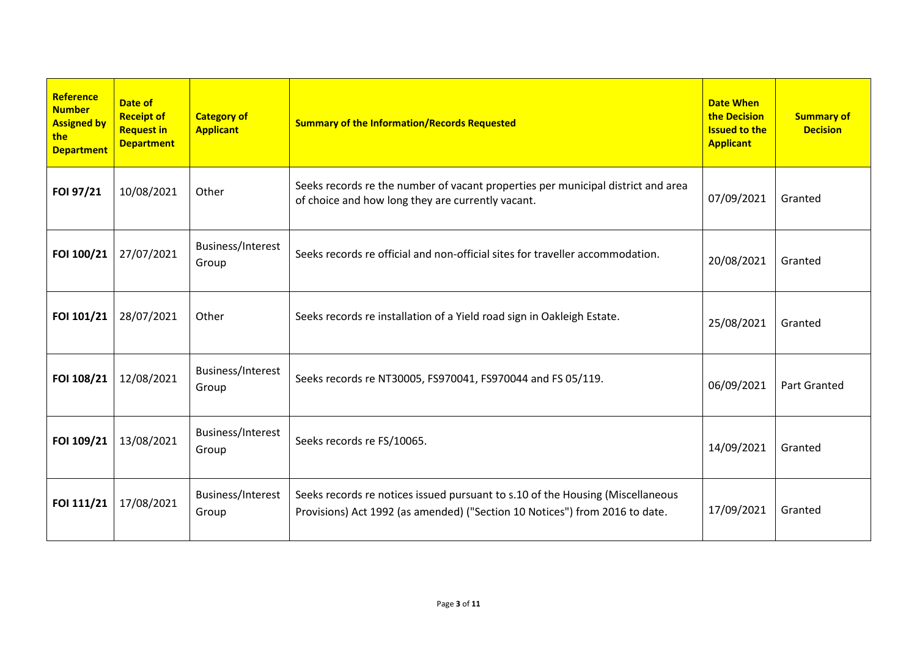| Reference Number Assigned by the Department | Date of Receipt of Request in Department | Category of Applicant | Summary of the Information/Records Requested | Date When the Decision Issued to the Applicant | Summary of Decision |
|---|---|---|---|---|---|
| **FOI 97/21** | 10/08/2021 | Other | Seeks records re the number of vacant properties per municipal district and area of choice and how long they are currently vacant. | 07/09/2021 | Granted |
| **FOI 100/21** | 27/07/2021 | Business/Interest Group | Seeks records re official and non-official sites for traveller accommodation. | 20/08/2021 | Granted |
| **FOI 101/21** | 28/07/2021 | Other | Seeks records re installation of a Yield road sign in Oakleigh Estate. | 25/08/2021 | Granted |
| **FOI 108/21** | 12/08/2021 | Business/Interest Group | Seeks records re NT30005, FS970041, FS970044 and FS 05/119. | 06/09/2021 | Part Granted |
| **FOI 109/21** | 13/08/2021 | Business/Interest Group | Seeks records re FS/10065. | 14/09/2021 | Granted |
| **FOI 111/21** | 17/08/2021 | Business/Interest Group | Seeks records re notices issued pursuant to s.10 of the Housing (Miscellaneous Provisions) Act 1992 (as amended) ("Section 10 Notices") from 2016 to date. | 17/09/2021 | Granted |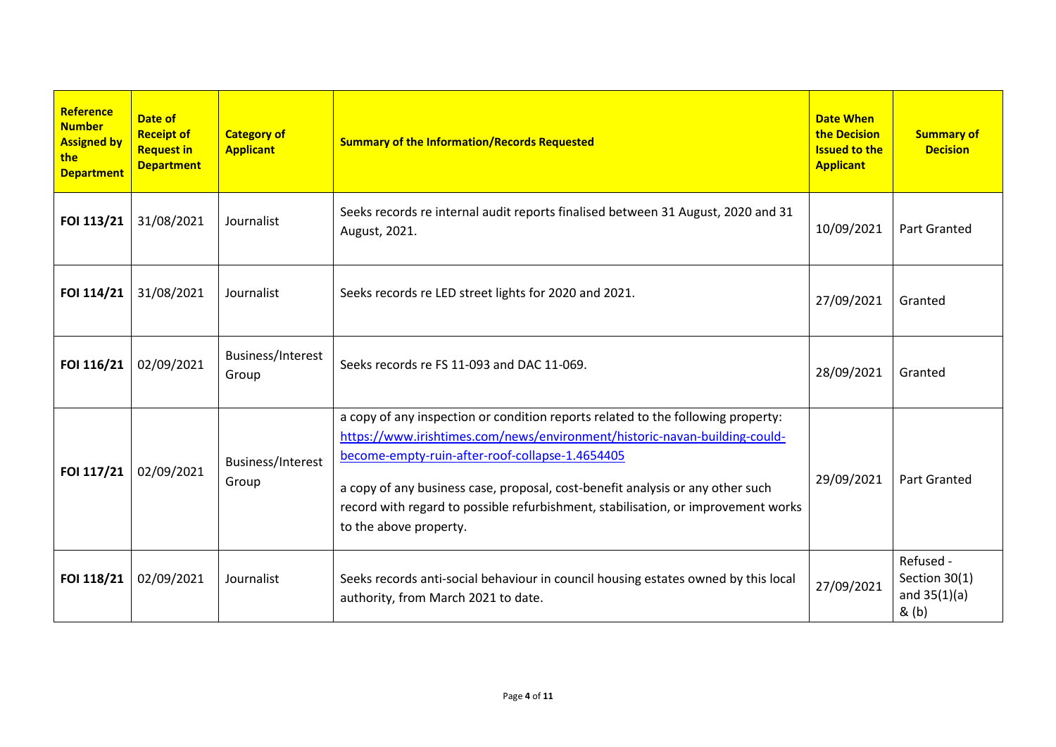| Reference Number Assigned by the Department | Date of Receipt of Request in Department | Category of Applicant | Summary of the Information/Records Requested | Date When the Decision Issued to the Applicant | Summary of Decision |
|---|---|---|---|---|---|
| **FOI 113/21** | 31/08/2021 | Journalist | Seeks records re internal audit reports finalised between 31 August, 2020 and 31 August, 2021. | 10/09/2021 | Part Granted |
| **FOI 114/21** | 31/08/2021 | Journalist | Seeks records re LED street lights for 2020 and 2021. | 27/09/2021 | Granted |
| **FOI 116/21** | 02/09/2021 | Business/Interest Group | Seeks records re FS 11-093 and DAC 11-069. | 28/09/2021 | Granted |
| **FOI 117/21** | 02/09/2021 | Business/Interest Group | a copy of any inspection or condition reports related to the following property: https://www.irishtimes.com/news/environment/historic-navan-building-could-become-empty-ruin-after-roof-collapse-1.4654405<br><br>a copy of any business case, proposal, cost-benefit analysis or any other such record with regard to possible refurbishment, stabilisation, or improvement works to the above property. | 29/09/2021 | Part Granted |
| **FOI 118/21** | 02/09/2021 | Journalist | Seeks records anti-social behaviour in council housing estates owned by this local authority, from March 2021 to date. | 27/09/2021 | Refused - Section 30(1) and 35(1)(a) & (b) |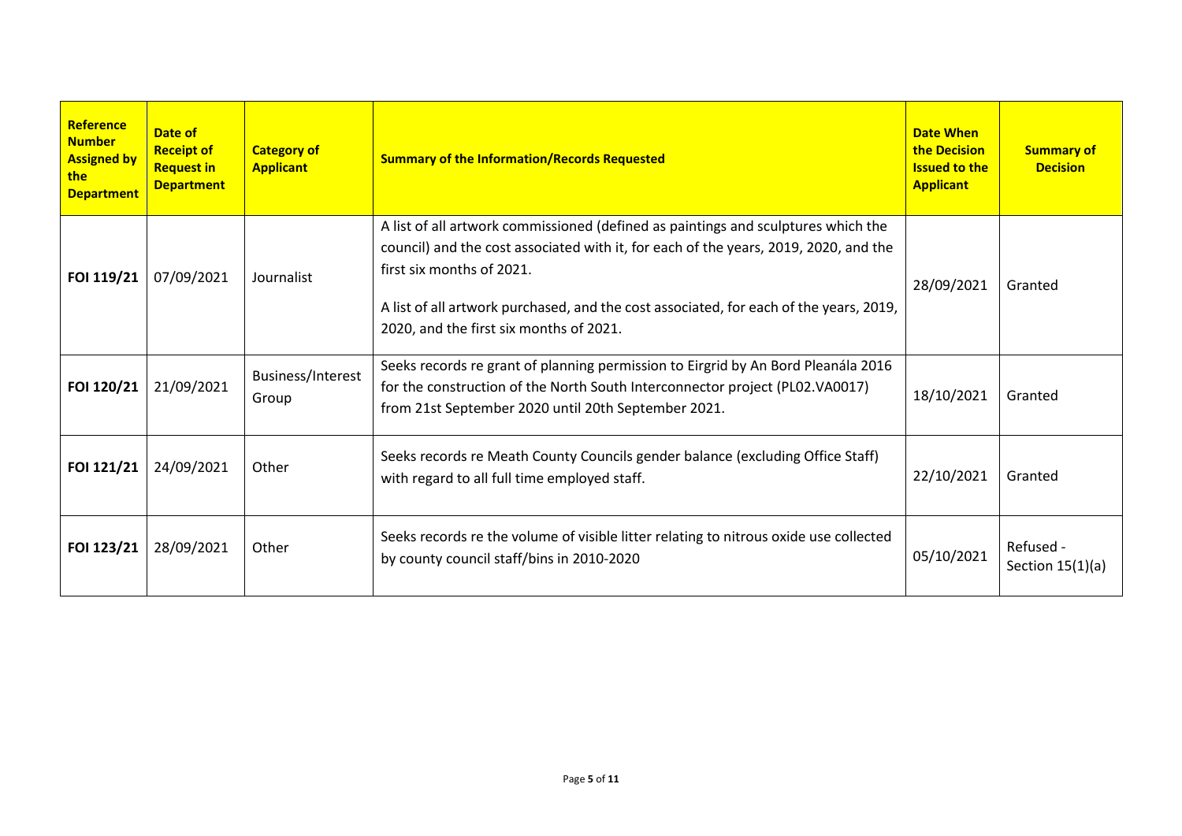| Reference Number Assigned by the Department | Date of Receipt of Request in Department | Category of Applicant | Summary of the Information/Records Requested | Date When the Decision Issued to the Applicant | Summary of Decision |
|---|---|---|---|---|---|
| **FOI 119/21** | 07/09/2021 | Journalist | A list of all artwork commissioned (defined as paintings and sculptures which the council) and the cost associated with it, for each of the years, 2019, 2020, and the first six months of 2021.<br><br>A list of all artwork purchased, and the cost associated, for each of the years, 2019, 2020, and the first six months of 2021. | 28/09/2021 | Granted |
| **FOI 120/21** | 21/09/2021 | Business/Interest Group | Seeks records re grant of planning permission to Eirgrid by An Bord Pleanála 2016 for the construction of the North South Interconnector project (PL02.VA0017) from 21st September 2020 until 20th September 2021. | 18/10/2021 | Granted |
| **FOI 121/21** | 24/09/2021 | Other | Seeks records re Meath County Councils gender balance (excluding Office Staff) with regard to all full time employed staff. | 22/10/2021 | Granted |
| **FOI 123/21** | 28/09/2021 | Other | Seeks records re the volume of visible litter relating to nitrous oxide use collected by county council staff/bins in 2010-2020 | 05/10/2021 | Refused - Section 15(1)(a) |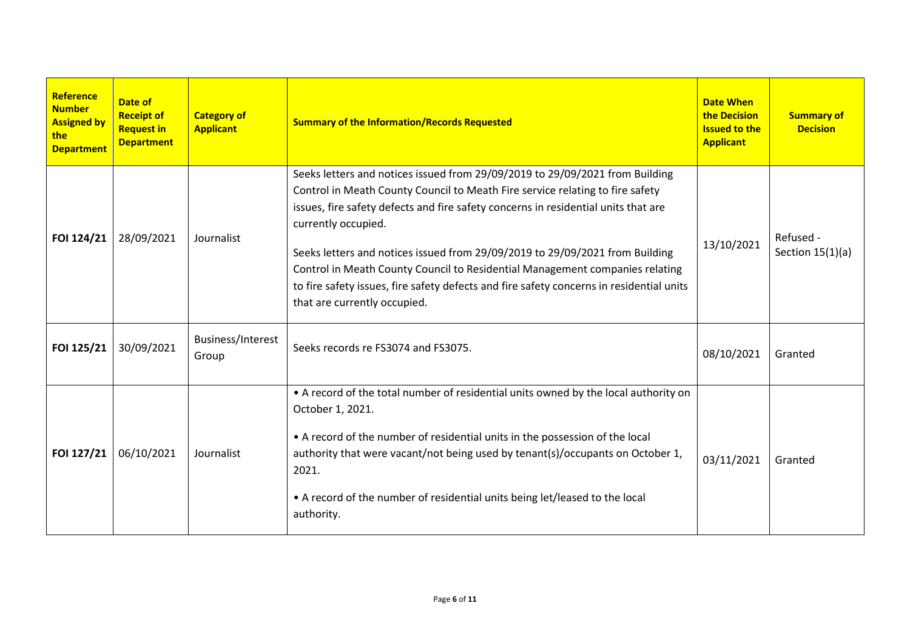| Reference Number Assigned by the Department | Date of Receipt of Request in Department | Category of Applicant | Summary of the Information/Records Requested | Date When the Decision Issued to the Applicant | Summary of Decision |
|---|---|---|---|---|---|
| **FOI 124/21** | 28/09/2021 | Journalist | Seeks letters and notices issued from 29/09/2019 to 29/09/2021 from Building Control in Meath County Council to Meath Fire service relating to fire safety issues, fire safety defects and fire safety concerns in residential units that are currently occupied.<br><br>Seeks letters and notices issued from 29/09/2019 to 29/09/2021 from Building Control in Meath County Council to Residential Management companies relating to fire safety issues, fire safety defects and fire safety concerns in residential units that are currently occupied. | 13/10/2021 | Refused - Section 15(1)(a) |
| **FOI 125/21** | 30/09/2021 | Business/Interest Group | Seeks records re FS3074 and FS3075. | 08/10/2021 | Granted |
| **FOI 127/21** | 06/10/2021 | Journalist | • A record of the total number of residential units owned by the local authority on October 1, 2021.<br><br>• A record of the number of residential units in the possession of the local authority that were vacant/not being used by tenant(s)/occupants on October 1, 2021.<br><br>• A record of the number of residential units being let/leased to the local authority. | 03/11/2021 | Granted |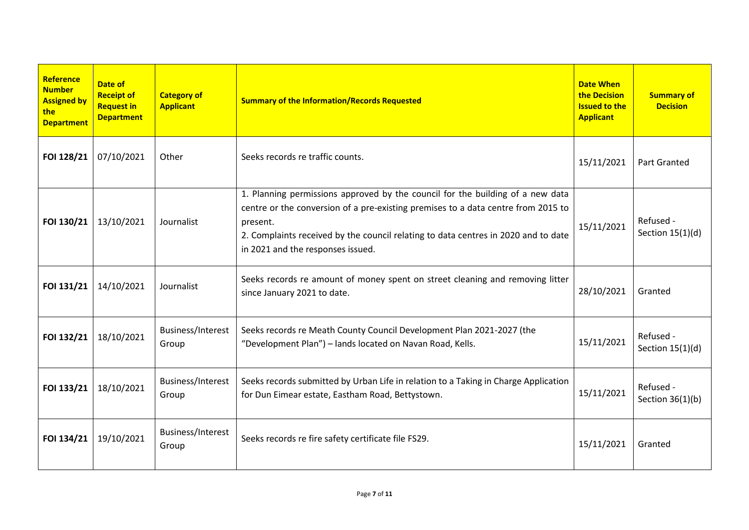| Reference Number Assigned by the Department | Date of Receipt of Request in Department | Category of Applicant | Summary of the Information/Records Requested | Date When the Decision Issued to the Applicant | Summary of Decision |
|---|---|---|---|---|---|
| **FOI 128/21** | 07/10/2021 | Other | Seeks records re traffic counts. | 15/11/2021 | Part Granted |
| **FOI 130/21** | 13/10/2021 | Journalist | 1. Planning permissions approved by the council for the building of a new data centre or the conversion of a pre-existing premises to a data centre from 2015 to present.<br>2. Complaints received by the council relating to data centres in 2020 and to date in 2021 and the responses issued. | 15/11/2021 | Refused - Section 15(1)(d) |
| **FOI 131/21** | 14/10/2021 | Journalist | Seeks records re amount of money spent on street cleaning and removing litter since January 2021 to date. | 28/10/2021 | Granted |
| **FOI 132/21** | 18/10/2021 | Business/Interest Group | Seeks records re Meath County Council Development Plan 2021-2027 (the "Development Plan") – lands located on Navan Road, Kells. | 15/11/2021 | Refused - Section 15(1)(d) |
| **FOI 133/21** | 18/10/2021 | Business/Interest Group | Seeks records submitted by Urban Life in relation to a Taking in Charge Application for Dun Eimear estate, Eastham Road, Bettystown. | 15/11/2021 | Refused - Section 36(1)(b) |
| **FOI 134/21** | 19/10/2021 | Business/Interest Group | Seeks records re fire safety certificate file FS29. | 15/11/2021 | Granted |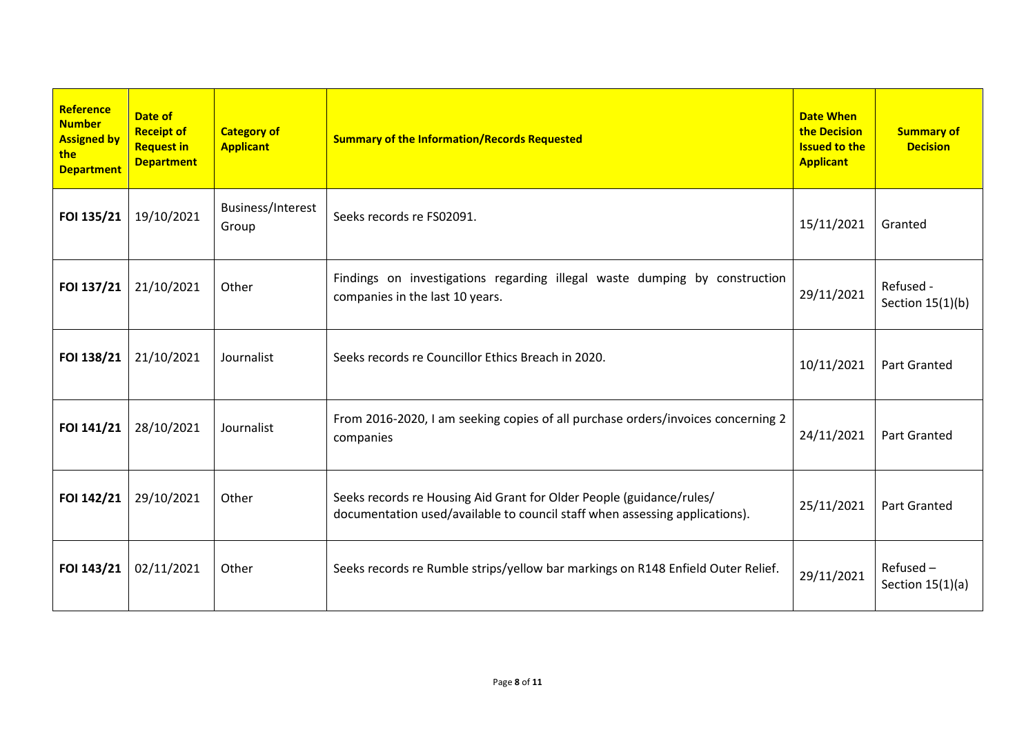| Reference Number Assigned by the Department | Date of Receipt of Request in Department | Category of Applicant | Summary of the Information/Records Requested | Date When the Decision Issued to the Applicant | Summary of Decision |
|---|---|---|---|---|---|
| FOI 135/21 | 19/10/2021 | Business/Interest Group | Seeks records re FS02091. | 15/11/2021 | Granted |
| FOI 137/21 | 21/10/2021 | Other | Findings on investigations regarding illegal waste dumping by construction companies in the last 10 years. | 29/11/2021 | Refused - Section 15(1)(b) |
| FOI 138/21 | 21/10/2021 | Journalist | Seeks records re Councillor Ethics Breach in 2020. | 10/11/2021 | Part Granted |
| FOI 141/21 | 28/10/2021 | Journalist | From 2016-2020, I am seeking copies of all purchase orders/invoices concerning 2 companies | 24/11/2021 | Part Granted |
| FOI 142/21 | 29/10/2021 | Other | Seeks records re Housing Aid Grant for Older People (guidance/rules/ documentation used/available to council staff when assessing applications). | 25/11/2021 | Part Granted |
| FOI 143/21 | 02/11/2021 | Other | Seeks records re Rumble strips/yellow bar markings on R148 Enfield Outer Relief. | 29/11/2021 | Refused – Section 15(1)(a) |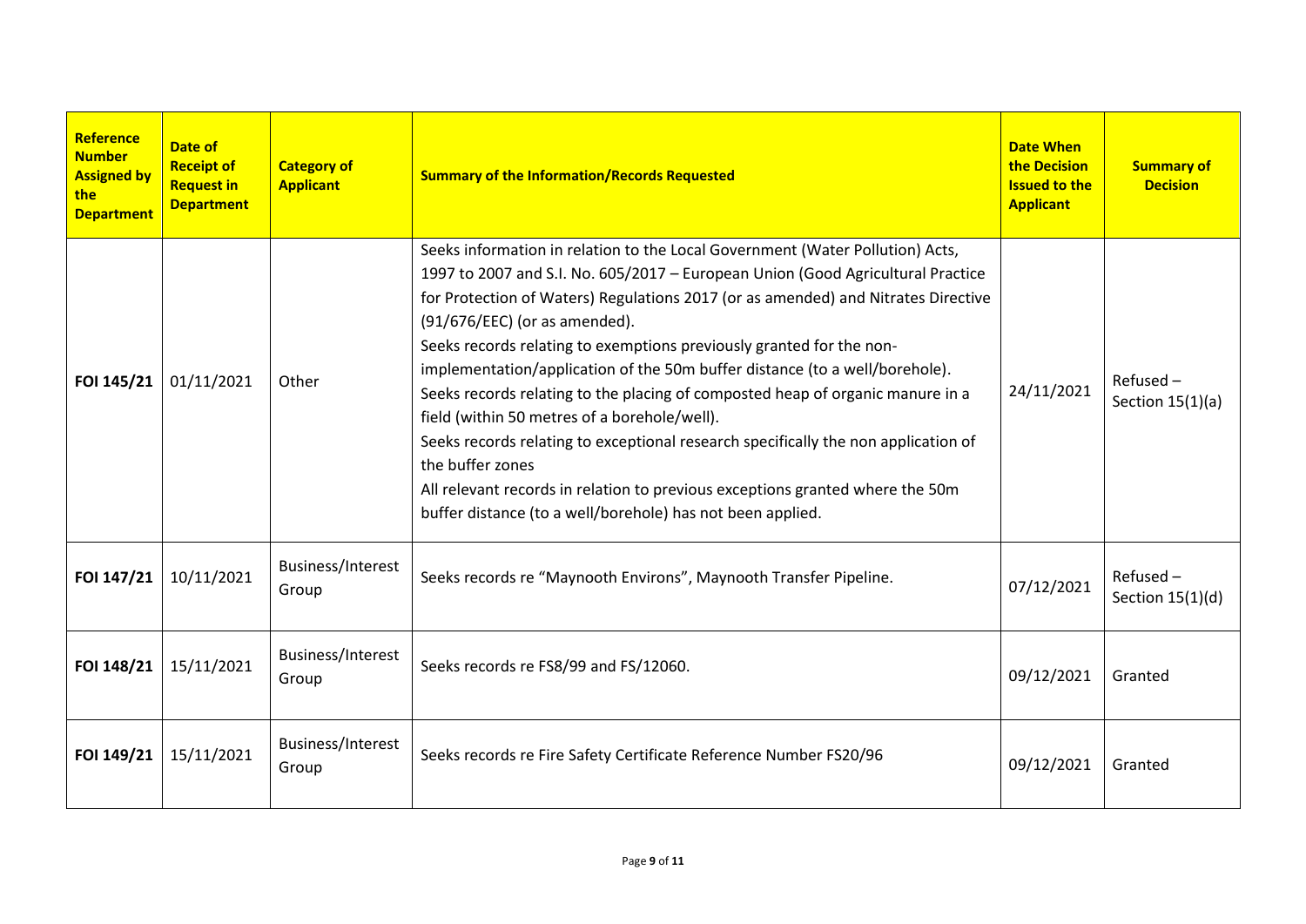| Reference Number Assigned by the Department | Date of Receipt of Request in Department | Category of Applicant | Summary of the Information/Records Requested | Date When the Decision Issued to the Applicant | Summary of Decision |
|---|---|---|---|---|---|
| FOI 145/21 | 01/11/2021 | Other | Seeks information in relation to the Local Government (Water Pollution) Acts, 1997 to 2007 and S.I. No. 605/2017 – European Union (Good Agricultural Practice for Protection of Waters) Regulations 2017 (or as amended) and Nitrates Directive (91/676/EEC) (or as amended).<br>Seeks records relating to exemptions previously granted for the non-implementation/application of the 50m buffer distance (to a well/borehole).<br>Seeks records relating to the placing of composted heap of organic manure in a field (within 50 metres of a borehole/well).<br>Seeks records relating to exceptional research specifically the non application of the buffer zones<br>All relevant records in relation to previous exceptions granted where the 50m buffer distance (to a well/borehole) has not been applied. | 24/11/2021 | Refused – Section 15(1)(a) |
| FOI 147/21 | 10/11/2021 | Business/Interest Group | Seeks records re "Maynooth Environs", Maynooth Transfer Pipeline. | 07/12/2021 | Refused – Section 15(1)(d) |
| FOI 148/21 | 15/11/2021 | Business/Interest Group | Seeks records re FS8/99 and FS/12060. | 09/12/2021 | Granted |
| FOI 149/21 | 15/11/2021 | Business/Interest Group | Seeks records re Fire Safety Certificate Reference Number FS20/96 | 09/12/2021 | Granted |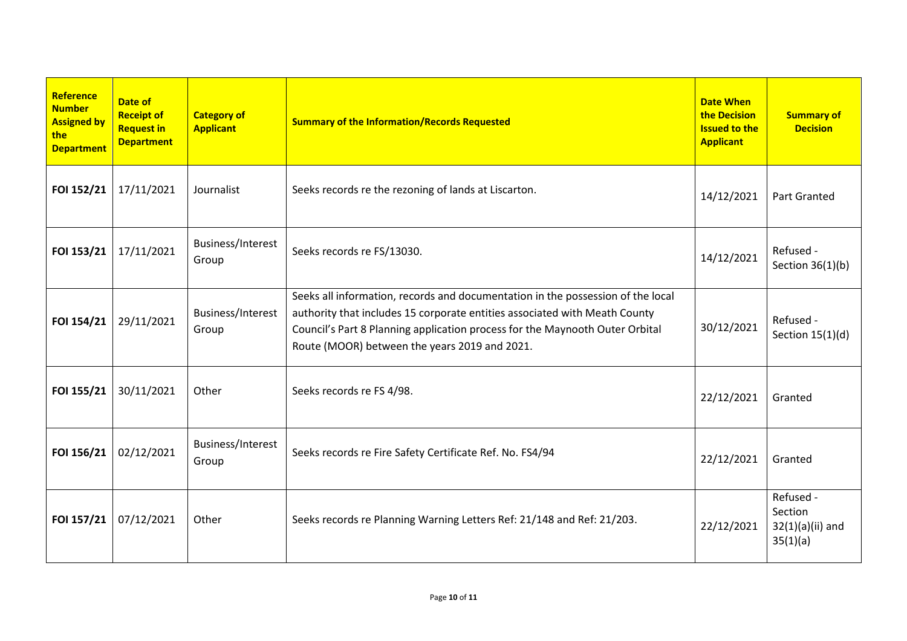| Reference Number Assigned by the Department | Date of Receipt of Request in Department | Category of Applicant | Summary of the Information/Records Requested | Date When the Decision Issued to the Applicant | Summary of Decision |
|---|---|---|---|---|---|
| FOI 152/21 | 17/11/2021 | Journalist | Seeks records re the rezoning of lands at Liscarton. | 14/12/2021 | Part Granted |
| FOI 153/21 | 17/11/2021 | Business/Interest Group | Seeks records re FS/13030. | 14/12/2021 | Refused - Section 36(1)(b) |
| FOI 154/21 | 29/11/2021 | Business/Interest Group | Seeks all information, records and documentation in the possession of the local authority that includes 15 corporate entities associated with Meath County Council's Part 8 Planning application process for the Maynooth Outer Orbital Route (MOOR) between the years 2019 and 2021. | 30/12/2021 | Refused - Section 15(1)(d) |
| FOI 155/21 | 30/11/2021 | Other | Seeks records re FS 4/98. | 22/12/2021 | Granted |
| FOI 156/21 | 02/12/2021 | Business/Interest Group | Seeks records re Fire Safety Certificate Ref. No. FS4/94 | 22/12/2021 | Granted |
| FOI 157/21 | 07/12/2021 | Other | Seeks records re Planning Warning Letters Ref: 21/148 and Ref: 21/203. | 22/12/2021 | Refused - Section 32(1)(a)(ii) and 35(1)(a) |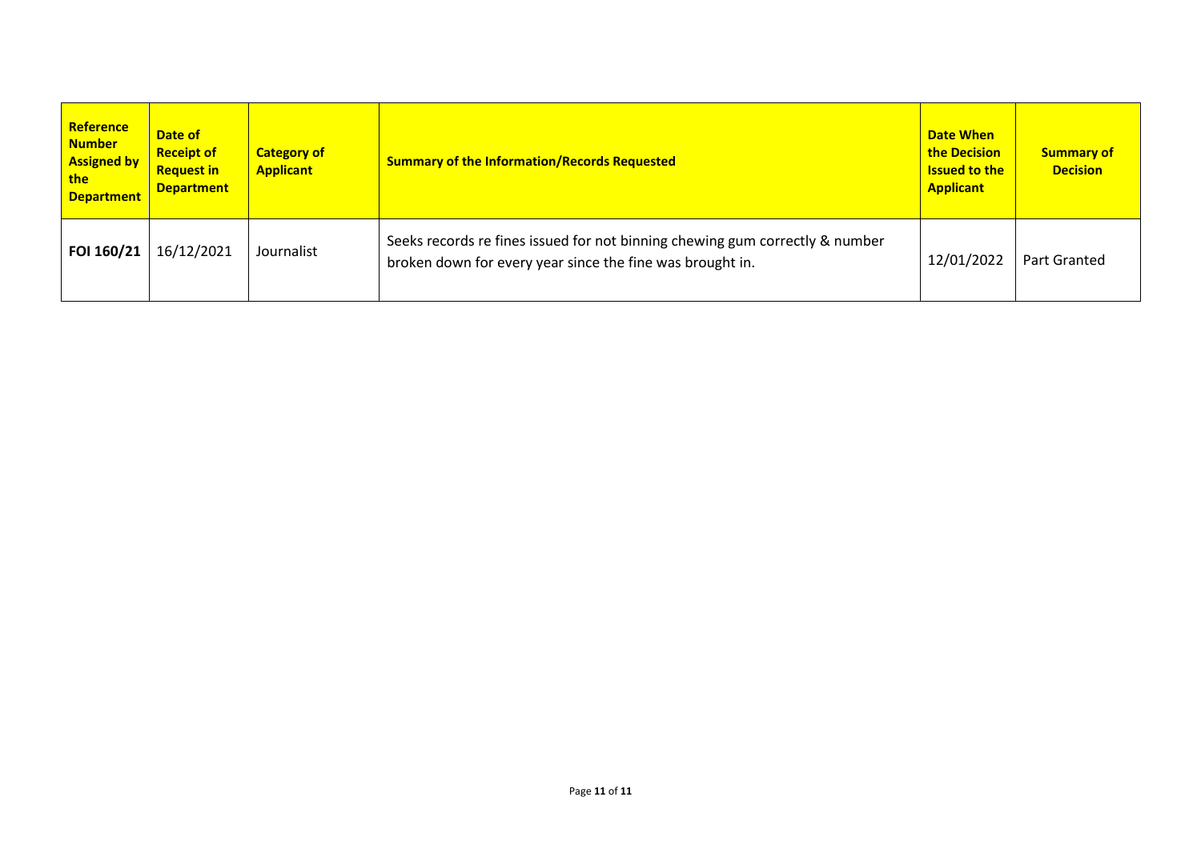| Reference Number Assigned by the Department | Date of Receipt of Request in Department | Category of Applicant | Summary of the Information/Records Requested | Date When the Decision Issued to the Applicant | Summary of Decision |
| --- | --- | --- | --- | --- | --- |
| **FOI 160/21** | 16/12/2021 | Journalist | Seeks records re fines issued for not binning chewing gum correctly & number broken down for every year since the fine was brought in. | 12/01/2022 | Part Granted |